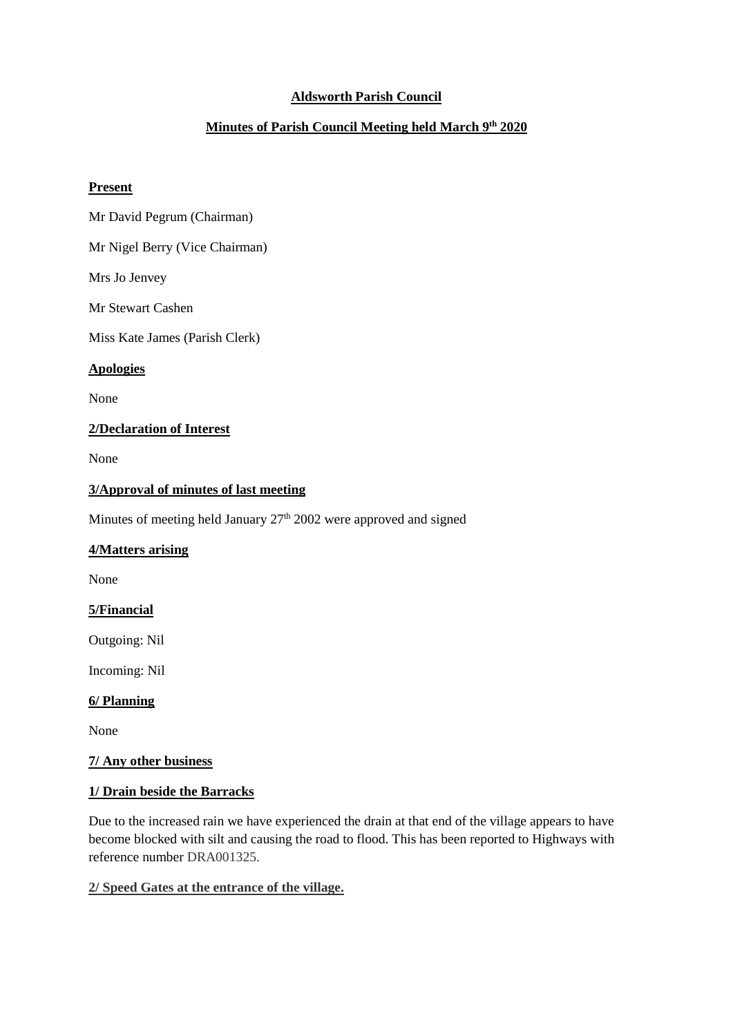**Aldsworth Parish Council**

**Minutes of Parish Council Meeting held March 9th 2020**

**Present**

Mr David Pegrum (Chairman)

Mr Nigel Berry (Vice Chairman)

Mrs Jo Jenvey

Mr Stewart Cashen

Miss Kate James (Parish Clerk)

**Apologies**

None

**2/Declaration of Interest**

None

**3/Approval of minutes of last meeting**

Minutes of meeting held January 27th 2002 were approved and signed

**4/Matters arising**

None

**5/Financial**

Outgoing: Nil

Incoming: Nil

**6/ Planning**

None

**7/ Any other business**

**1/ Drain beside the Barracks**

Due to the increased rain we have experienced the drain at that end of the village appears to have become blocked with silt and causing the road to flood. This has been reported to Highways with reference number DRA001325.

**2/ Speed Gates at the entrance of the village.**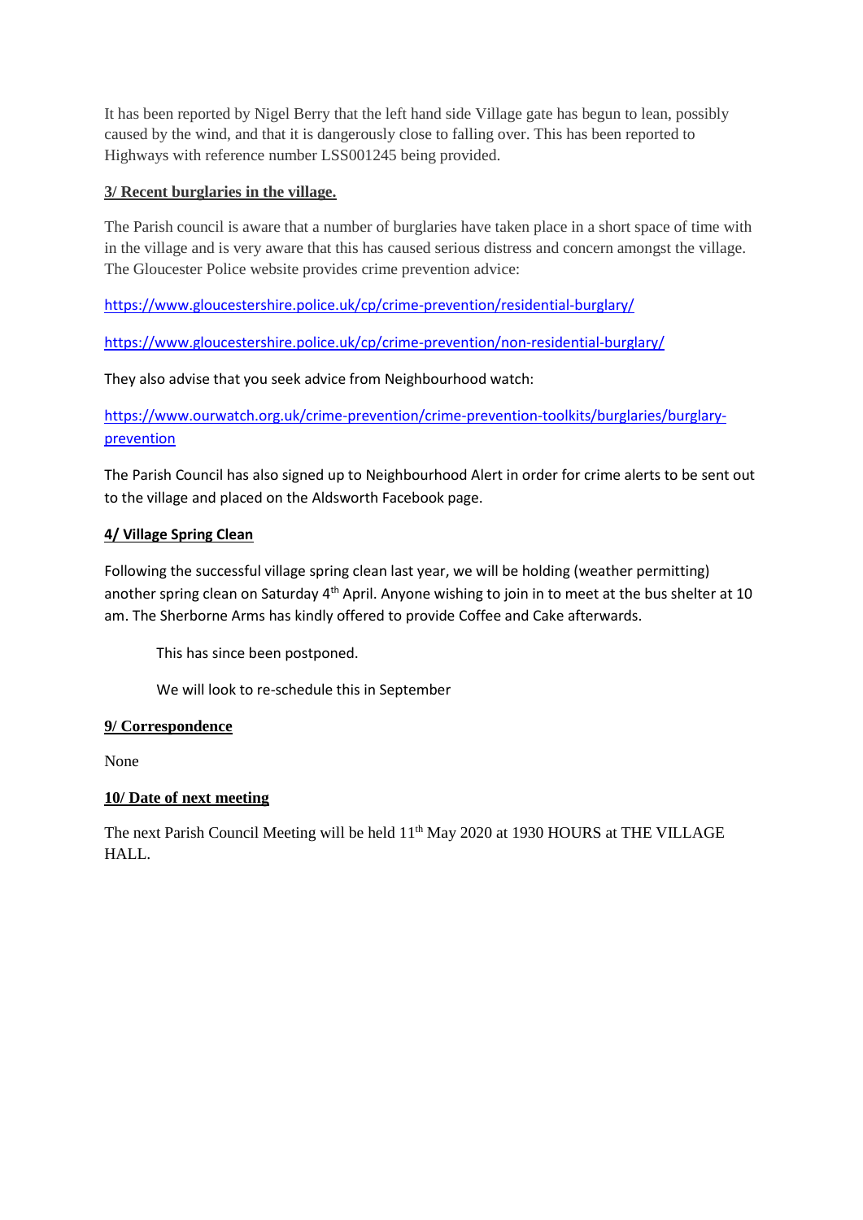It has been reported by Nigel Berry that the left hand side Village gate has begun to lean, possibly caused by the wind, and that it is dangerously close to falling over. This has been reported to Highways with reference number LSS001245 being provided.

**3/ Recent burglaries in the village.**

The Parish council is aware that a number of burglaries have taken place in a short space of time with in the village and is very aware that this has caused serious distress and concern amongst the village. The Gloucester Police website provides crime prevention advice:

https://www.gloucestershire.police.uk/cp/crime-prevention/residential-burglary/

https://www.gloucestershire.police.uk/cp/crime-prevention/non-residential-burglary/

They also advise that you seek advice from Neighbourhood watch:

https://www.ourwatch.org.uk/crime-prevention/crime-prevention-toolkits/burglaries/burglary-prevention

The Parish Council has also signed up to Neighbourhood Alert in order for crime alerts to be sent out to the village and placed on the Aldsworth Facebook page.

**4/ Village Spring Clean**

Following the successful village spring clean last year, we will be holding (weather permitting) another spring clean on Saturday 4th April. Anyone wishing to join in to meet at the bus shelter at 10 am. The Sherborne Arms has kindly offered to provide Coffee and Cake afterwards.

> This has since been postponed.
>
> We will look to re-schedule this in September

**9/ Correspondence**

None

**10/ Date of next meeting**

The next Parish Council Meeting will be held 11th May 2020 at 1930 HOURS at THE VILLAGE HALL.